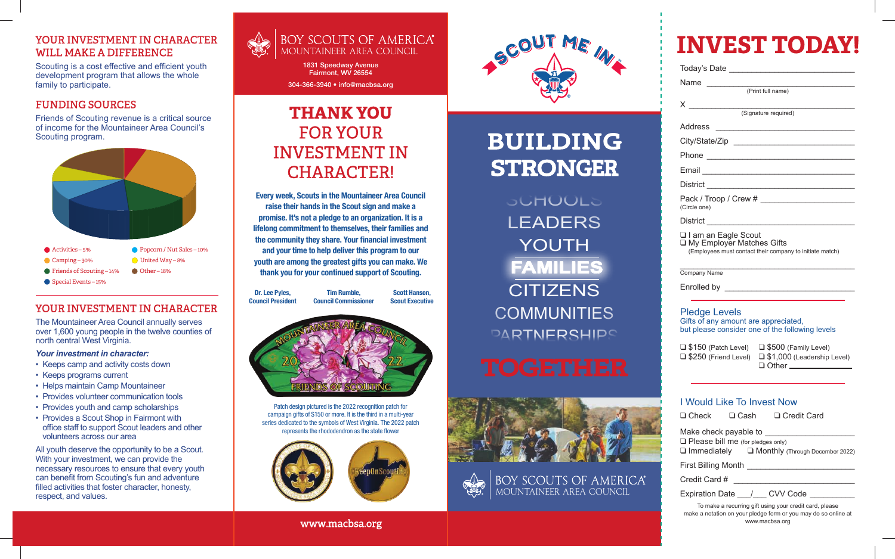## YOUR INVESTMENT IN CHARACTER WILL MAKE A DIFFERENCE

Scouting is a cost effective and efficient youth development program that allows the whole family to participate.

## FUNDING SOURCES

Friends of Scouting revenue is a critical source of income for the Mountaineer Area Council's Scouting program.

- Activities – 5%
- Popcorn / Nut Sales – 10%
- Camping – 30%
- United Way – 8%
- Friends of Scouting – 14%
- Other – 18%
- Special Events – 15%

## YOUR INVESTMENT IN CHARACTER

The Mountaineer Area Council annually serves over 1,600 young people in the twelve counties of north central West Virginia.

***Your investment in character:***

- Keeps camp and activity costs down
- Keeps programs current
- Helps maintain Camp Mountaineer
- Provides volunteer communication tools
- Provides youth and camp scholarships
- Provides a Scout Shop in Fairmont with office staff to support Scout leaders and other volunteers across our area

All youth deserve the opportunity to be a Scout. With your investment, we can provide the necessary resources to ensure that every youth can benefit from Scouting's fun and adventure filled activities that foster character, honesty, respect, and values.

BOY SCOUTS OF AMERICA®
MOUNTAINEER AREA COUNCIL

1831 Speedway Avenue
Fairmont, WV 26554

304-366-3940 • info@macbsa.org

# THANK YOU FOR YOUR INVESTMENT IN CHARACTER!

**Every week, Scouts in the Mountaineer Area Council raise their hands in the Scout sign and make a promise. It's not a pledge to an organization. It is a lifelong commitment to themselves, their families and the community they share. Your financial investment and your time to help deliver this program to our youth are among the greatest gifts you can make. We thank you for your continued support of Scouting.**

**Dr. Lee Pyles,** Council President
**Tim Rumble,** Council Commissioner
**Scott Hanson,** Scout Executive

MOUNTAINEER AREA COUNCIL
2022
FRIENDS OF SCOUTING

Patch design pictured is the 2022 recognition patch for campaign gifts of $150 or more. It is the third in a multi-year series dedicated to the symbols of West Virginia. The 2022 patch represents the rhododendron as the state flower

#KeepOnScouting

www.macbsa.org

SCOUT ME IN

# BUILDING STRONGER

SCHOOLS
LEADERS
YOUTH
FAMILIES
CITIZENS
COMMUNITIES
PARTNERSHIPS

# TOGETHER

BOY SCOUTS OF AMERICA®
MOUNTAINEER AREA COUNCIL

# INVEST TODAY!

Today's Date ______________________

Name ______________________
(Print full name)

X ______________________
(Signature required)

Address ______________________

City/State/Zip ______________________

Phone ______________________

Email ______________________

District ______________________

Pack / Troop / Crew # ______________________
(Circle one)

District ______________________

❑ I am an Eagle Scout
❑ My Employer Matches Gifts
(Employees must contact their company to initiate match)

______________________
Company Name

Enrolled by ______________________

## Pledge Levels

Gifts of any amount are appreciated, but please consider one of the following levels

- ❑ $150 (Patch Level)
- ❑ $500 (Family Level)
- ❑ $250 (Friend Level)
- ❑ $1,000 (Leadership Level)
- ❑ Other ____________

## I Would Like To Invest Now

❑ Check ❑ Cash ❑ Credit Card

Make check payable to ______________________

❑ Please bill me (for pledges only)
❑ Immediately ❑ Monthly (Through December 2022)

First Billing Month ______________________

Credit Card # ______________________

Expiration Date ___/___ CVV Code __________

To make a recurring gift using your credit card, please make a notation on your pledge form or you may do so online at www.macbsa.org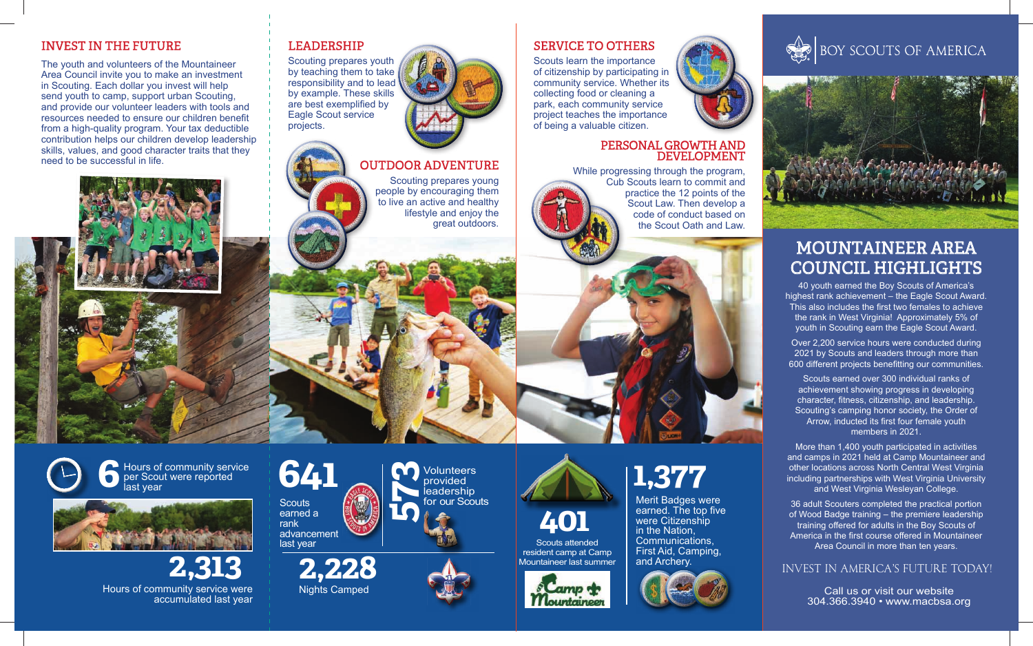## INVEST IN THE FUTURE

The youth and volunteers of the Mountaineer Area Council invite you to make an investment in Scouting. Each dollar you invest will help send youth to camp, support urban Scouting, and provide our volunteer leaders with tools and resources needed to ensure our children benefit from a high-quality program. Your tax deductible contribution helps our children develop leadership skills, values, and good character traits that they need to be successful in life.

## LEADERSHIP

Scouting prepares youth by teaching them to take responsibility and to lead by example. These skills are best exemplified by Eagle Scout service projects.

## OUTDOOR ADVENTURE

Scouting prepares young people by encouraging them to live an active and healthy lifestyle and enjoy the great outdoors.

## SERVICE TO OTHERS

Scouts learn the importance of citizenship by participating in community service. Whether its collecting food or cleaning a park, each community service project teaches the importance of being a valuable citizen.

## PERSONAL GROWTH AND DEVELOPMENT

While progressing through the program, Cub Scouts learn to commit and practice the 12 points of the Scout Law. Then develop a code of conduct based on the Scout Oath and Law.

**6** Hours of community service per Scout were reported last year

**2,313** Hours of community service were accumulated last year

**641** Scouts earned a rank advancement last year

**573** Volunteers provided leadership for our Scouts

**2,228** Nights Camped

**401** Scouts attended resident camp at Camp Mountaineer last summer

**1,377** Merit Badges were earned. The top five were Citizenship in the Nation, Communications, First Aid, Camping, and Archery.

BOY SCOUTS OF AMERICA

# MOUNTAINEER AREA COUNCIL HIGHLIGHTS

40 youth earned the Boy Scouts of America's highest rank achievement – the Eagle Scout Award. This also includes the first two females to achieve the rank in West Virginia! Approximately 5% of youth in Scouting earn the Eagle Scout Award.

Over 2,200 service hours were conducted during 2021 by Scouts and leaders through more than 600 different projects benefitting our communities.

Scouts earned over 300 individual ranks of achievement showing progress in developing character, fitness, citizenship, and leadership. Scouting's camping honor society, the Order of Arrow, inducted its first four female youth members in 2021.

More than 1,400 youth participated in activities and camps in 2021 held at Camp Mountaineer and other locations across North Central West Virginia including partnerships with West Virginia University and West Virginia Wesleyan College.

36 adult Scouters completed the practical portion of Wood Badge training – the premiere leadership training offered for adults in the Boy Scouts of America in the first course offered in Mountaineer Area Council in more than ten years.

## INVEST IN AMERICA'S FUTURE TODAY!

Call us or visit our website
304.366.3940 • www.macbsa.org